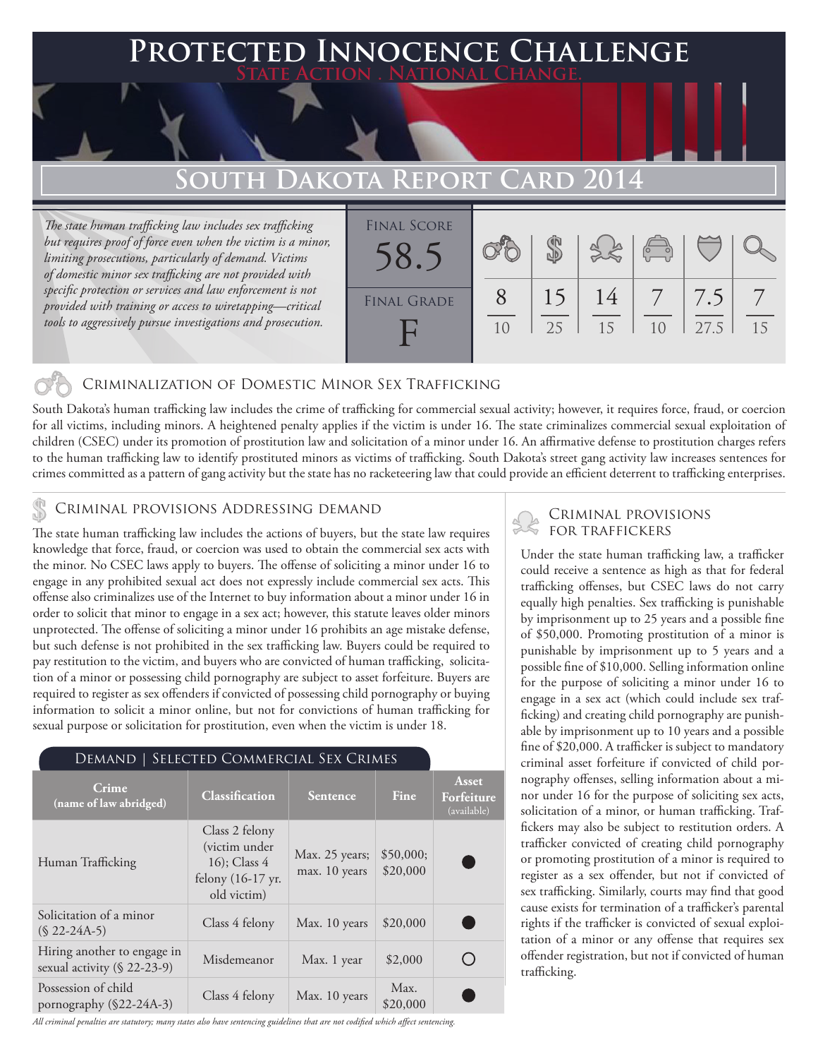# Protected Innocence Challenge

**State Action . National Change.**

## South Dakota Report Card 2014

*The state human trafficking law includes sex trafficking but requires proof of force even when the victim is a minor, limiting prosecutions, particularly of demand. Victims of domestic minor sex trafficking are not provided with specific protection or services and law enforcement is not provided with training or access to wiretapping—critical tools to aggressively pursue investigations and prosecution.*

| Final Score | Final Grade |
|---|---|
| 58.5 | F |

| Criminalization of Domestic Minor Sex Trafficking | Criminal Provisions Addressing Demand | Criminal Provisions for Traffickers | Criminal Provisions for Facilitators | Protective Provisions for the Child Victims | Criminal Justice Tools for Investigation and Prosecution |
|---|---|---|---|---|---|
| 8/10 | 15/25 | 14/15 | 7/10 | 7.5/27.5 | 7/15 |

### Criminalization of Domestic Minor Sex Trafficking

South Dakota's human trafficking law includes the crime of trafficking for commercial sexual activity; however, it requires force, fraud, or coercion for all victims, including minors. A heightened penalty applies if the victim is under 16. The state criminalizes commercial sexual exploitation of children (CSEC) under its promotion of prostitution law and solicitation of a minor under 16. An affirmative defense to prostitution charges refers to the human trafficking law to identify prostituted minors as victims of trafficking. South Dakota's street gang activity law increases sentences for crimes committed as a pattern of gang activity but the state has no racketeering law that could provide an efficient deterrent to trafficking enterprises.

### Criminal provisions Addressing demand

The state human trafficking law includes the actions of buyers, but the state law requires knowledge that force, fraud, or coercion was used to obtain the commercial sex acts with the minor. No CSEC laws apply to buyers. The offense of soliciting a minor under 16 to engage in any prohibited sexual act does not expressly include commercial sex acts. This offense also criminalizes use of the Internet to buy information about a minor under 16 in order to solicit that minor to engage in a sex act; however, this statute leaves older minors unprotected. The offense of soliciting a minor under 16 prohibits an age mistake defense, but such defense is not prohibited in the sex trafficking law. Buyers could be required to pay restitution to the victim, and buyers who are convicted of human trafficking, solicitation of a minor or possessing child pornography are subject to asset forfeiture. Buyers are required to register as sex offenders if convicted of possessing child pornography or buying information to solicit a minor online, but not for convictions of human trafficking for sexual purpose or solicitation for prostitution, even when the victim is under 18.

**Demand | Selected Commercial Sex Crimes**

| Crime (name of law abridged) | Classification | Sentence | Fine | Asset Forfeiture (available) |
|---|---|---|---|---|
| Human Trafficking | Class 2 felony (victim under 16); Class 4 felony (16-17 yr. old victim) | Max. 25 years; max. 10 years | $50,000; $20,000 | ● |
| Solicitation of a minor (§ 22-24A-5) | Class 4 felony | Max. 10 years | $20,000 | ● |
| Hiring another to engage in sexual activity (§ 22-23-9) | Misdemeanor | Max. 1 year | $2,000 | ○ |
| Possession of child pornography (§22-24A-3) | Class 4 felony | Max. 10 years | Max. $20,000 | ● |

*All criminal penalties are statutory; many states also have sentencing guidelines that are not codified which affect sentencing.*

### Criminal provisions for traffickers

Under the state human trafficking law, a trafficker could receive a sentence as high as that for federal trafficking offenses, but CSEC laws do not carry equally high penalties. Sex trafficking is punishable by imprisonment up to 25 years and a possible fine of $50,000. Promoting prostitution of a minor is punishable by imprisonment up to 5 years and a possible fine of $10,000. Selling information online for the purpose of soliciting a minor under 16 to engage in a sex act (which could include sex trafficking) and creating child pornography are punishable by imprisonment up to 10 years and a possible fine of $20,000. A trafficker is subject to mandatory criminal asset forfeiture if convicted of child pornography offenses, selling information about a minor under 16 for the purpose of soliciting sex acts, solicitation of a minor, or human trafficking. Traffickers may also be subject to restitution orders. A trafficker convicted of creating child pornography or promoting prostitution of a minor is required to register as a sex offender, but not if convicted of sex trafficking. Similarly, courts may find that good cause exists for termination of a trafficker's parental rights if the trafficker is convicted of sexual exploitation of a minor or any offense that requires sex offender registration, but not if convicted of human trafficking.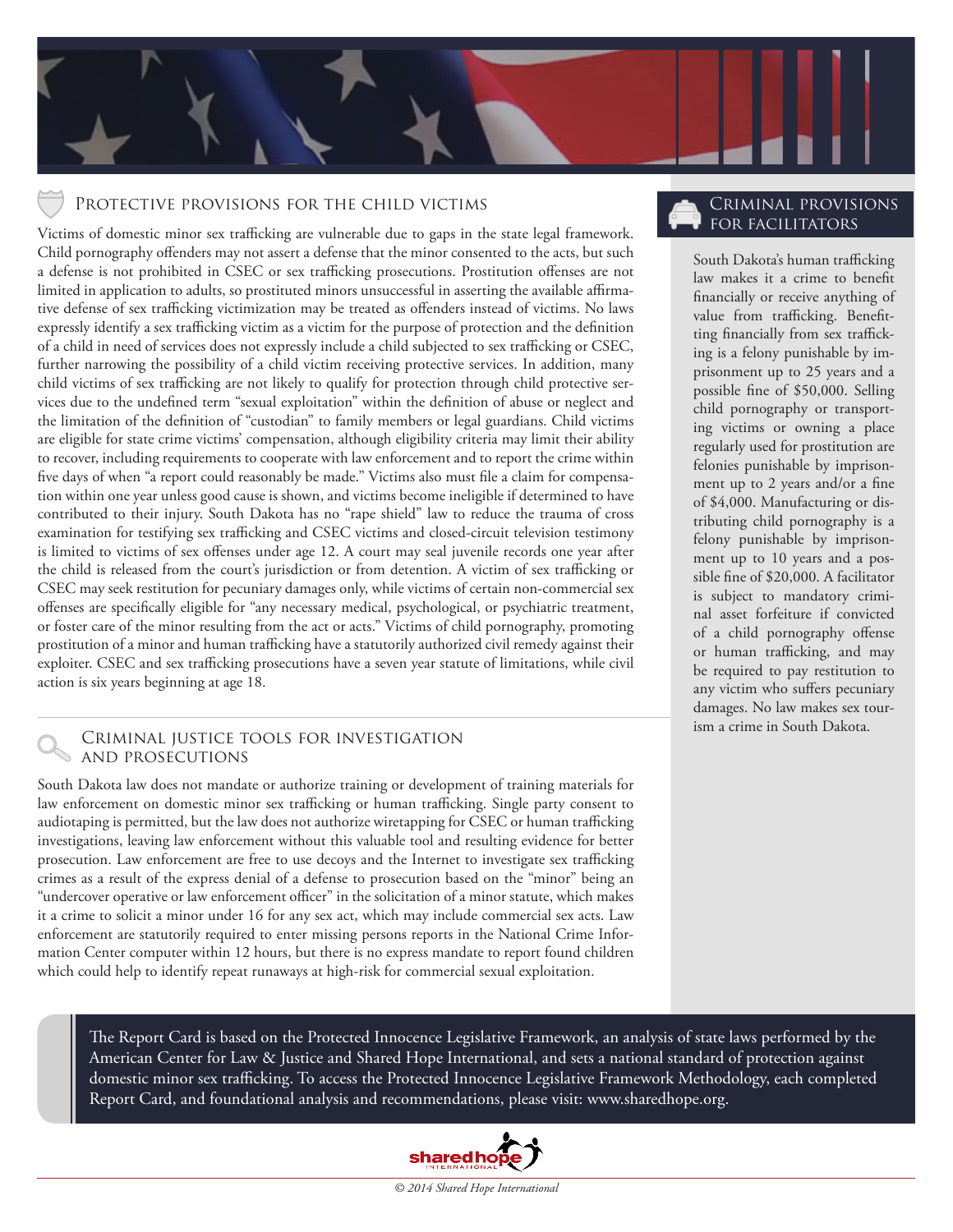## Protective provisions for the child victims

Victims of domestic minor sex trafficking are vulnerable due to gaps in the state legal framework. Child pornography offenders may not assert a defense that the minor consented to the acts, but such a defense is not prohibited in CSEC or sex trafficking prosecutions. Prostitution offenses are not limited in application to adults, so prostituted minors unsuccessful in asserting the available affirmative defense of sex trafficking victimization may be treated as offenders instead of victims. No laws expressly identify a sex trafficking victim as a victim for the purpose of protection and the definition of a child in need of services does not expressly include a child subjected to sex trafficking or CSEC, further narrowing the possibility of a child victim receiving protective services. In addition, many child victims of sex trafficking are not likely to qualify for protection through child protective services due to the undefined term "sexual exploitation" within the definition of abuse or neglect and the limitation of the definition of "custodian" to family members or legal guardians. Child victims are eligible for state crime victims' compensation, although eligibility criteria may limit their ability to recover, including requirements to cooperate with law enforcement and to report the crime within five days of when "a report could reasonably be made." Victims also must file a claim for compensation within one year unless good cause is shown, and victims become ineligible if determined to have contributed to their injury. South Dakota has no "rape shield" law to reduce the trauma of cross examination for testifying sex trafficking and CSEC victims and closed-circuit television testimony is limited to victims of sex offenses under age 12. A court may seal juvenile records one year after the child is released from the court's jurisdiction or from detention. A victim of sex trafficking or CSEC may seek restitution for pecuniary damages only, while victims of certain non-commercial sex offenses are specifically eligible for "any necessary medical, psychological, or psychiatric treatment, or foster care of the minor resulting from the act or acts." Victims of child pornography, promoting prostitution of a minor and human trafficking have a statutorily authorized civil remedy against their exploiter. CSEC and sex trafficking prosecutions have a seven year statute of limitations, while civil action is six years beginning at age 18.

## Criminal justice tools for investigation and prosecutions

South Dakota law does not mandate or authorize training or development of training materials for law enforcement on domestic minor sex trafficking or human trafficking. Single party consent to audiotaping is permitted, but the law does not authorize wiretapping for CSEC or human trafficking investigations, leaving law enforcement without this valuable tool and resulting evidence for better prosecution. Law enforcement are free to use decoys and the Internet to investigate sex trafficking crimes as a result of the express denial of a defense to prosecution based on the "minor" being an "undercover operative or law enforcement officer" in the solicitation of a minor statute, which makes it a crime to solicit a minor under 16 for any sex act, which may include commercial sex acts. Law enforcement are statutorily required to enter missing persons reports in the National Crime Information Center computer within 12 hours, but there is no express mandate to report found children which could help to identify repeat runaways at high-risk for commercial sexual exploitation.

## Criminal provisions for facilitators

South Dakota's human trafficking law makes it a crime to benefit financially or receive anything of value from trafficking. Benefitting financially from sex trafficking is a felony punishable by imprisonment up to 25 years and a possible fine of $50,000. Selling child pornography or transporting victims or owning a place regularly used for prostitution are felonies punishable by imprisonment up to 2 years and/or a fine of $4,000. Manufacturing or distributing child pornography is a felony punishable by imprisonment up to 10 years and a possible fine of $20,000. A facilitator is subject to mandatory criminal asset forfeiture if convicted of a child pornography offense or human trafficking, and may be required to pay restitution to any victim who suffers pecuniary damages. No law makes sex tourism a crime in South Dakota.

The Report Card is based on the Protected Innocence Legislative Framework, an analysis of state laws performed by the American Center for Law & Justice and Shared Hope International, and sets a national standard of protection against domestic minor sex trafficking. To access the Protected Innocence Legislative Framework Methodology, each completed Report Card, and foundational analysis and recommendations, please visit: www.sharedhope.org.

*© 2014 Shared Hope International*